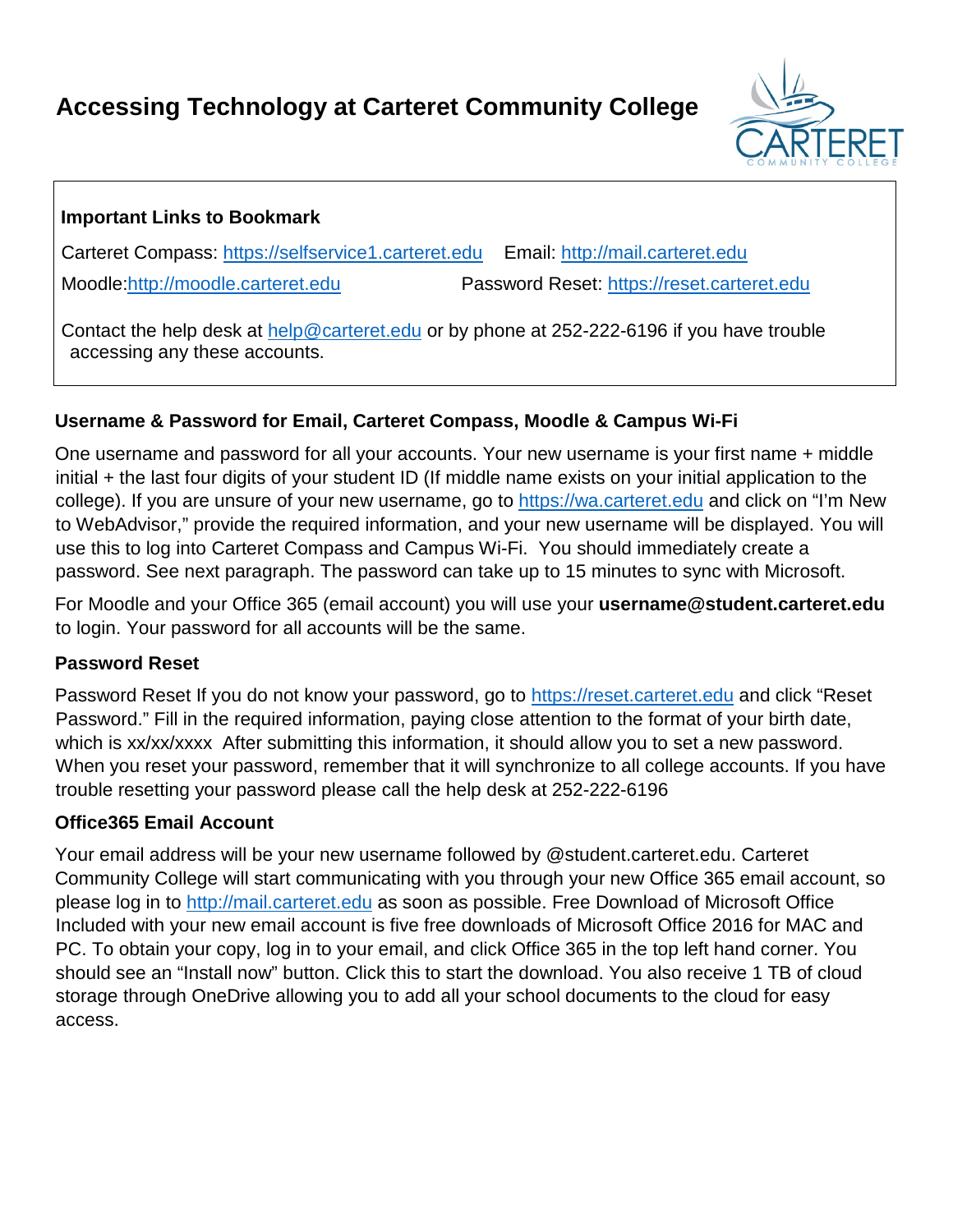# Accessing Technology at Carteret Community College

**Important Links to Bookmark**

Carteret Compass: https://selfservice1.carteret.edu    Email: http://mail.carteret.edu

Moodle: http://moodle.carteret.edu    Password Reset: https://reset.carteret.edu

Contact the help desk at help@carteret.edu or by phone at 252-222-6196 if you have trouble accessing any these accounts.

### Username & Password for Email, Carteret Compass, Moodle & Campus Wi-Fi

One username and password for all your accounts. Your new username is your first name + middle initial + the last four digits of your student ID (If middle name exists on your initial application to the college). If you are unsure of your new username, go to https://wa.carteret.edu and click on "I'm New to WebAdvisor," provide the required information, and your new username will be displayed. You will use this to log into Carteret Compass and Campus Wi-Fi. You should immediately create a password. See next paragraph. The password can take up to 15 minutes to sync with Microsoft.

For Moodle and your Office 365 (email account) you will use your **username@student.carteret.edu** to login. Your password for all accounts will be the same.

### Password Reset

Password Reset If you do not know your password, go to https://reset.carteret.edu and click "Reset Password." Fill in the required information, paying close attention to the format of your birth date, which is xx/xx/xxxx After submitting this information, it should allow you to set a new password. When you reset your password, remember that it will synchronize to all college accounts. If you have trouble resetting your password please call the help desk at 252-222-6196

### Office365 Email Account

Your email address will be your new username followed by @student.carteret.edu. Carteret Community College will start communicating with you through your new Office 365 email account, so please log in to http://mail.carteret.edu as soon as possible. Free Download of Microsoft Office Included with your new email account is five free downloads of Microsoft Office 2016 for MAC and PC. To obtain your copy, log in to your email, and click Office 365 in the top left hand corner. You should see an "Install now" button. Click this to start the download. You also receive 1 TB of cloud storage through OneDrive allowing you to add all your school documents to the cloud for easy access.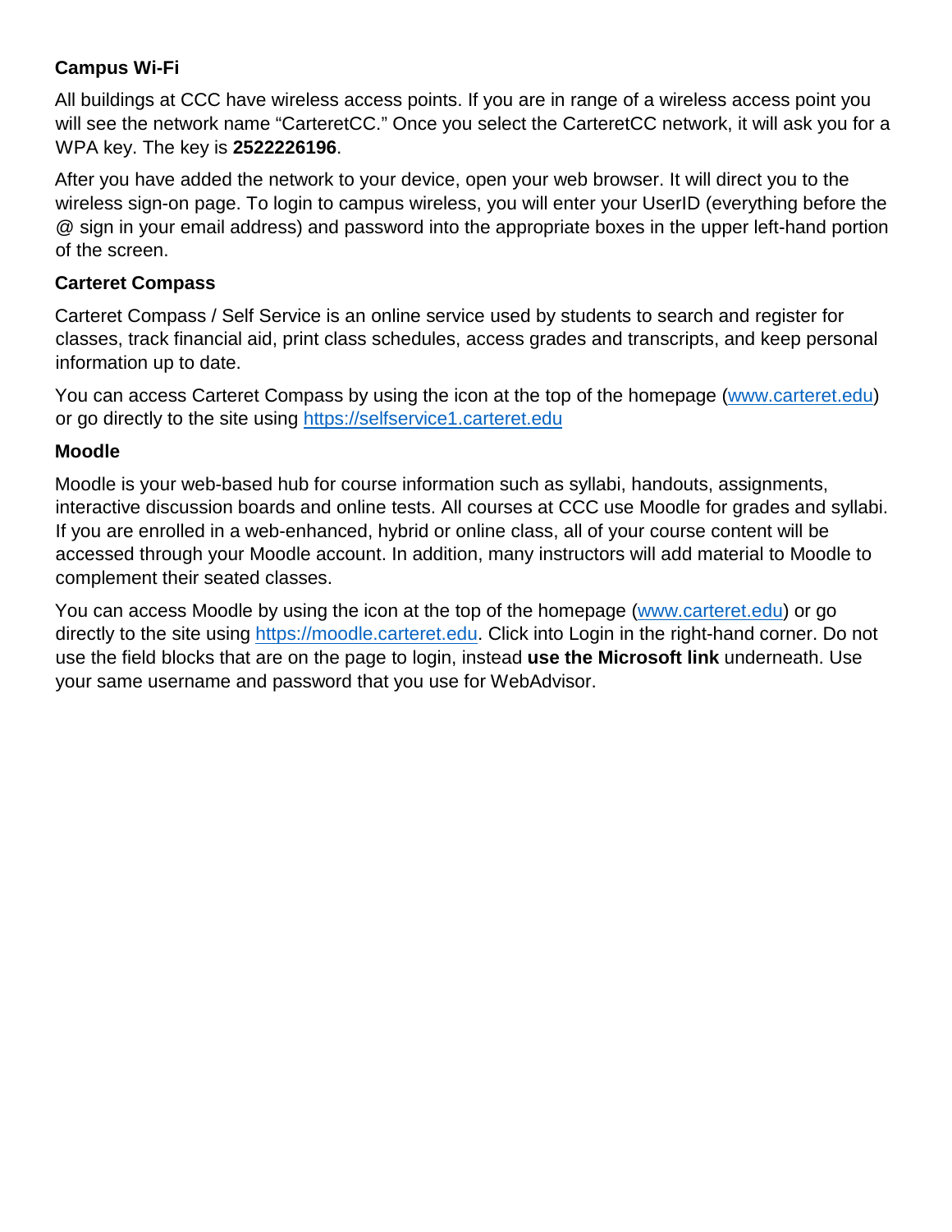**Campus Wi-Fi**

All buildings at CCC have wireless access points. If you are in range of a wireless access point you will see the network name “CarteretCC.” Once you select the CarteretCC network, it will ask you for a WPA key. The key is **2522226196**.

After you have added the network to your device, open your web browser. It will direct you to the wireless sign-on page. To login to campus wireless, you will enter your UserID (everything before the @ sign in your email address) and password into the appropriate boxes in the upper left-hand portion of the screen.

**Carteret Compass**

Carteret Compass / Self Service is an online service used by students to search and register for classes, track financial aid, print class schedules, access grades and transcripts, and keep personal information up to date.

You can access Carteret Compass by using the icon at the top of the homepage (www.carteret.edu) or go directly to the site using https://selfservice1.carteret.edu

**Moodle**

Moodle is your web-based hub for course information such as syllabi, handouts, assignments, interactive discussion boards and online tests. All courses at CCC use Moodle for grades and syllabi. If you are enrolled in a web-enhanced, hybrid or online class, all of your course content will be accessed through your Moodle account. In addition, many instructors will add material to Moodle to complement their seated classes.

You can access Moodle by using the icon at the top of the homepage (www.carteret.edu) or go directly to the site using https://moodle.carteret.edu. Click into Login in the right-hand corner. Do not use the field blocks that are on the page to login, instead **use the Microsoft link** underneath. Use your same username and password that you use for WebAdvisor.